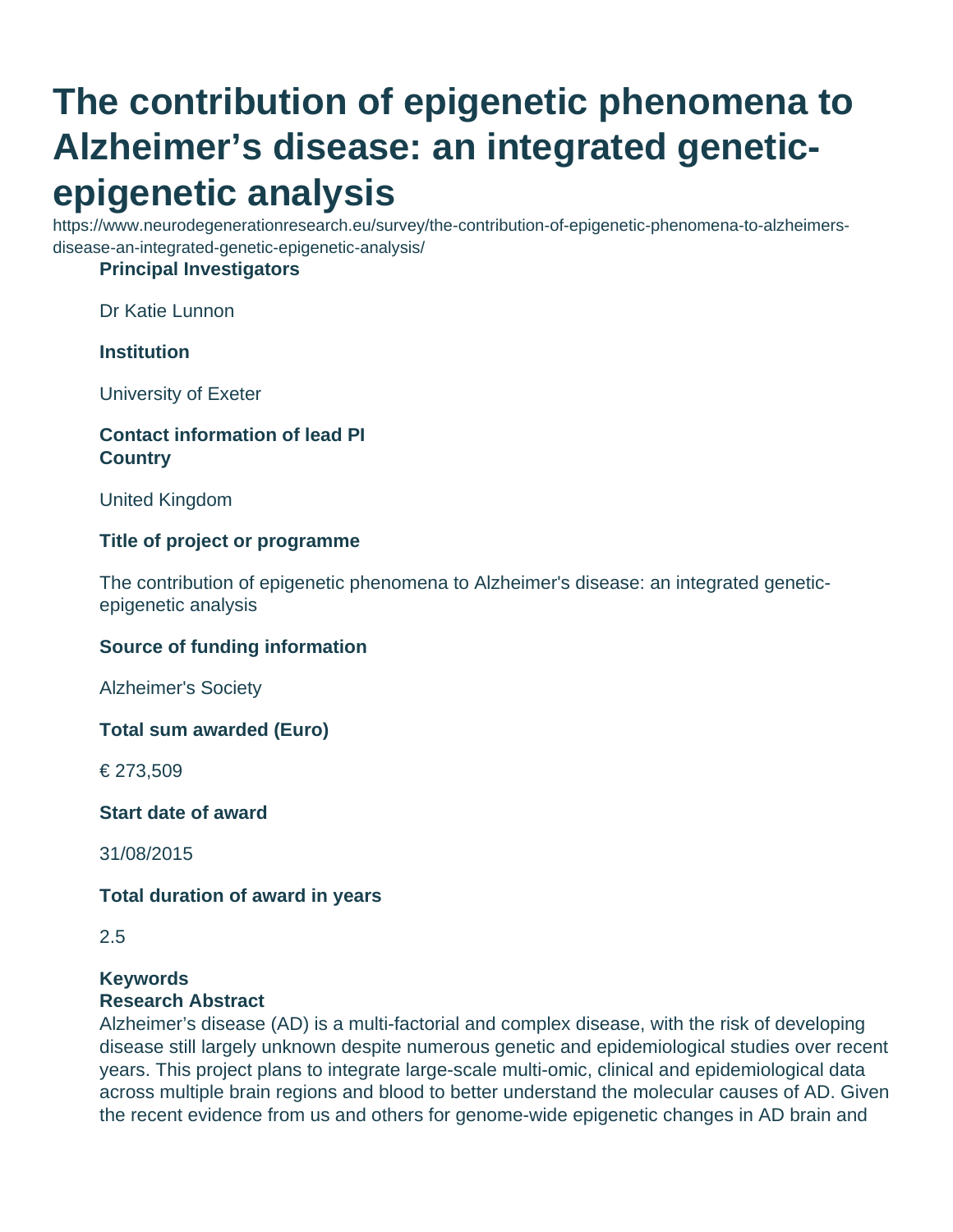# The contribution of epigenetic phenomena to Alzheimer's disease: an integrated genetic-epigenetic analysis

https://www.neurodegenerationresearch.eu/survey/the-contribution-of-epigenetic-phenomena-to-alzheimers-disease-an-integrated-genetic-epigenetic-analysis/

**Principal Investigators**

Dr Katie Lunnon

**Institution**

University of Exeter

**Contact information of lead PI**

**Country**

United Kingdom

**Title of project or programme**

The contribution of epigenetic phenomena to Alzheimer's disease: an integrated genetic-epigenetic analysis

**Source of funding information**

Alzheimer's Society

**Total sum awarded (Euro)**

€ 273,509

**Start date of award**

31/08/2015

**Total duration of award in years**

2.5

**Keywords**

**Research Abstract**

Alzheimer's disease (AD) is a multi-factorial and complex disease, with the risk of developing disease still largely unknown despite numerous genetic and epidemiological studies over recent years. This project plans to integrate large-scale multi-omic, clinical and epidemiological data across multiple brain regions and blood to better understand the molecular causes of AD. Given the recent evidence from us and others for genome-wide epigenetic changes in AD brain and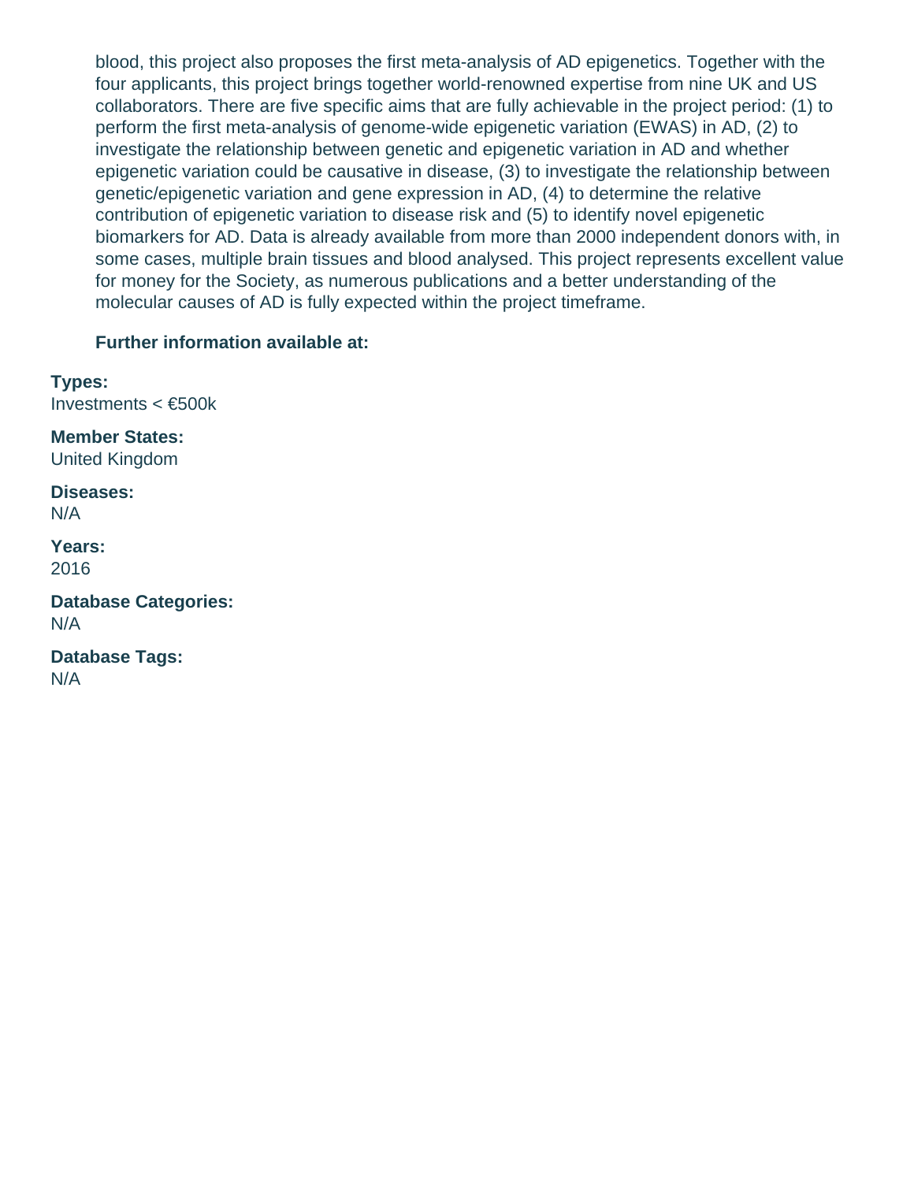blood, this project also proposes the first meta-analysis of AD epigenetics. Together with the four applicants, this project brings together world-renowned expertise from nine UK and US collaborators. There are five specific aims that are fully achievable in the project period: (1) to perform the first meta-analysis of genome-wide epigenetic variation (EWAS) in AD, (2) to investigate the relationship between genetic and epigenetic variation in AD and whether epigenetic variation could be causative in disease, (3) to investigate the relationship between genetic/epigenetic variation and gene expression in AD, (4) to determine the relative contribution of epigenetic variation to disease risk and (5) to identify novel epigenetic biomarkers for AD. Data is already available from more than 2000 independent donors with, in some cases, multiple brain tissues and blood analysed. This project represents excellent value for money for the Society, as numerous publications and a better understanding of the molecular causes of AD is fully expected within the project timeframe.

**Further information available at:**

**Types:**
Investments < €500k

**Member States:**
United Kingdom

**Diseases:**
N/A

**Years:**
2016

**Database Categories:**
N/A

**Database Tags:**
N/A